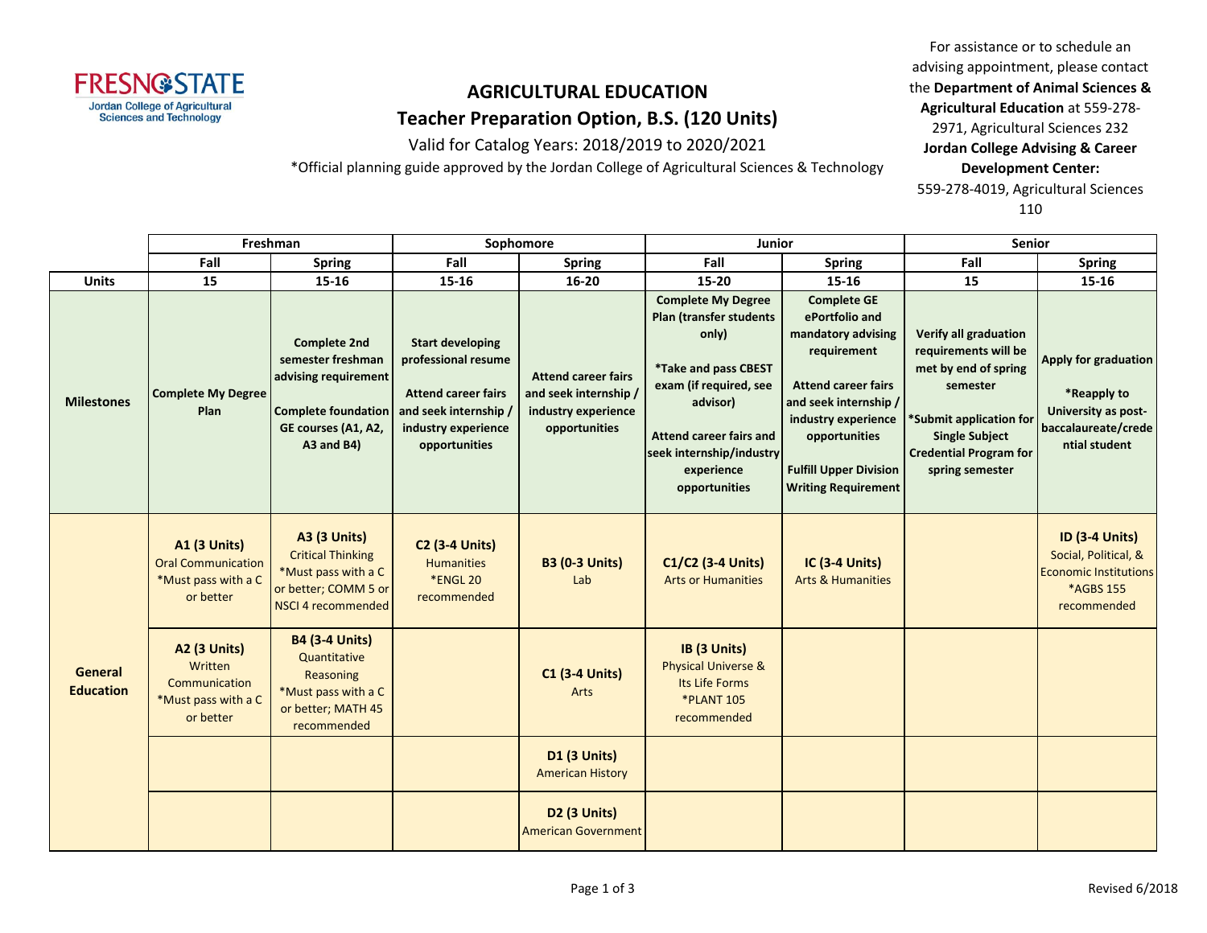FRESNO STATE
Jordan College of Agricultural Sciences and Technology

# AGRICULTURAL EDUCATION
## Teacher Preparation Option, B.S. (120 Units)

Valid for Catalog Years: 2018/2019 to 2020/2021

*Official planning guide approved by the Jordan College of Agricultural Sciences & Technology

For assistance or to schedule an advising appointment, please contact the **Department of Animal Sciences & Agricultural Education** at 559-278-2971, Agricultural Sciences 232
**Jordan College Advising & Career Development Center:** 559-278-4019, Agricultural Sciences 110

| | Freshman | | Sophomore | | Junior | | Senior | |
|---|---|---|---|---|---|---|---|---|
| | **Fall** | **Spring** | **Fall** | **Spring** | **Fall** | **Spring** | **Fall** | **Spring** |
| **Units** | **15** | **15-16** | **15-16** | **16-20** | **15-20** | **15-16** | **15** | **15-16** |
| **Milestones** | **Complete My Degree Plan** | **Complete 2nd semester freshman advising requirement**<br><br>**Complete foundation GE courses (A1, A2, A3 and B4)** | **Start developing professional resume**<br><br>**Attend career fairs and seek internship / industry experience opportunities** | **Attend career fairs and seek internship / industry experience opportunities** | **Complete My Degree Plan (transfer students only)**<br><br>***Take and pass CBEST exam (if required, see advisor)**<br><br>**Attend career fairs and seek internship/industry experience opportunities** | **Complete GE ePortfolio and mandatory advising requirement**<br><br>**Attend career fairs and seek internship / industry experience opportunities**<br><br>**Fulfill Upper Division Writing Requirement** | **Verify all graduation requirements will be met by end of spring semester**<br><br>***Submit application for Single Subject Credential Program for spring semester** | **Apply for graduation**<br><br>***Reapply to University as post-baccalaureate/credential student** |
| **General Education** | **A1 (3 Units)**<br>Oral Communication<br>*Must pass with a C or better | **A3 (3 Units)**<br>Critical Thinking<br>*Must pass with a C or better; COMM 5 or NSCI 4 recommended | **C2 (3-4 Units)**<br>Humanities<br>*ENGL 20 recommended | **B3 (0-3 Units)**<br>Lab | **C1/C2 (3-4 Units)**<br>Arts or Humanities | **IC (3-4 Units)**<br>Arts & Humanities | | **ID (3-4 Units)**<br>Social, Political, & Economic Institutions<br>*AGBS 155 recommended |
| | **A2 (3 Units)**<br>Written Communication<br>*Must pass with a C or better | **B4 (3-4 Units)**<br>Quantitative Reasoning<br>*Must pass with a C or better; MATH 45 recommended | | **C1 (3-4 Units)**<br>Arts | **IB (3 Units)**<br>Physical Universe & Its Life Forms<br>*PLANT 105 recommended | | | |
| | | | | **D1 (3 Units)**<br>American History | | | | |
| | | | | **D2 (3 Units)**<br>American Government | | | | |

Revised 6/2018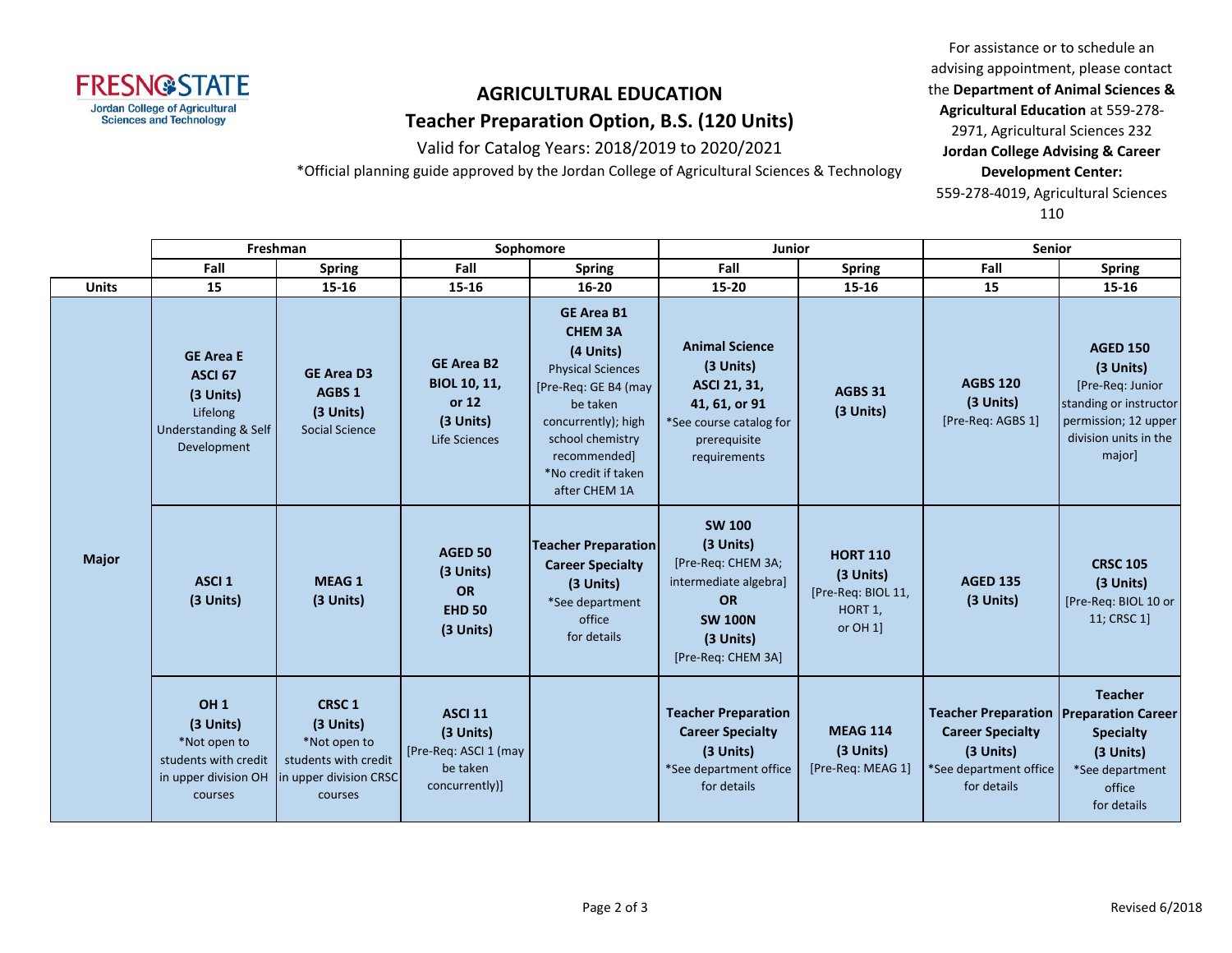## AGRICULTURAL EDUCATION

### Teacher Preparation Option, B.S. (120 Units)

Valid for Catalog Years: 2018/2019 to 2020/2021

*Official planning guide approved by the Jordan College of Agricultural Sciences & Technology

For assistance or to schedule an advising appointment, please contact the **Department of Animal Sciences & Agricultural Education** at 559-278-2971, Agricultural Sciences 232

**Jordan College Advising & Career Development Center:** 559-278-4019, Agricultural Sciences 110

| | Freshman | | Sophomore | | Junior | | Senior | |
|---|---|---|---|---|---|---|---|---|
| | **Fall** | **Spring** | **Fall** | **Spring** | **Fall** | **Spring** | **Fall** | **Spring** |
| **Units** | **15** | **15-16** | **15-16** | **16-20** | **15-20** | **15-16** | **15** | **15-16** |
| **Major** | **GE Area E ASCI 67 (3 Units)** Lifelong Understanding & Self Development | **GE Area D3 AGBS 1 (3 Units)** Social Science | **GE Area B2 BIOL 10, 11, or 12 (3 Units)** Life Sciences | **GE Area B1 CHEM 3A (4 Units)** Physical Sciences [Pre-Req: GE B4 (may be taken concurrently); high school chemistry recommended] *No credit if taken after CHEM 1A | **Animal Science (3 Units) ASCI 21, 31, 41, 61, or 91** *See course catalog for prerequisite requirements | **AGBS 31 (3 Units)** | **AGBS 120 (3 Units)** [Pre-Req: AGBS 1] | **AGED 150 (3 Units)** [Pre-Req: Junior standing or instructor permission; 12 upper division units in the major] |
| | **ASCI 1 (3 Units)** | **MEAG 1 (3 Units)** | **AGED 50 (3 Units) OR EHD 50 (3 Units)** | **Teacher Preparation Career Specialty (3 Units)** *See department office for details | **SW 100 (3 Units)** [Pre-Req: CHEM 3A; intermediate algebra] **OR SW 100N (3 Units)** [Pre-Req: CHEM 3A] | **HORT 110 (3 Units)** [Pre-Req: BIOL 11, HORT 1, or OH 1] | **AGED 135 (3 Units)** | **CRSC 105 (3 Units)** [Pre-Req: BIOL 10 or 11; CRSC 1] |
| | **OH 1 (3 Units)** *Not open to students with credit in upper division OH courses | **CRSC 1 (3 Units)** *Not open to students with credit in upper division CRSC courses | **ASCI 11 (3 Units)** [Pre-Req: ASCI 1 (may be taken concurrently)] | | **Teacher Preparation Career Specialty (3 Units)** *See department office for details | **MEAG 114 (3 Units)** [Pre-Req: MEAG 1] | **Teacher Preparation Career Specialty (3 Units)** *See department office for details | **Teacher Preparation Career Specialty (3 Units)** *See department office for details |

Revised 6/2018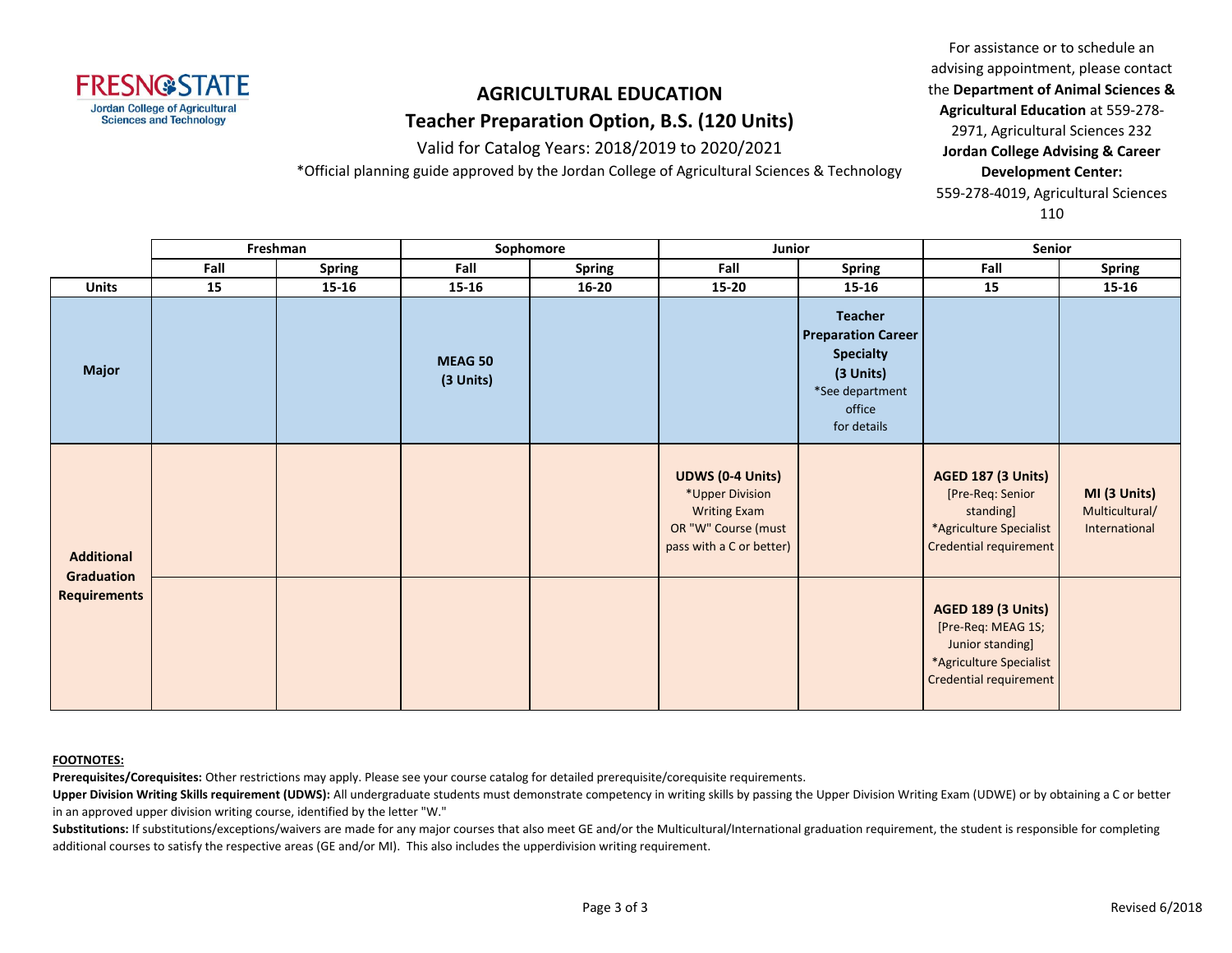# AGRICULTURAL EDUCATION

## Teacher Preparation Option, B.S. (120 Units)

Valid for Catalog Years: 2018/2019 to 2020/2021

*Official planning guide approved by the Jordan College of Agricultural Sciences & Technology

For assistance or to schedule an advising appointment, please contact the **Department of Animal Sciences & Agricultural Education** at 559-278-2971, Agricultural Sciences 232
**Jordan College Advising & Career Development Center:** 559-278-4019, Agricultural Sciences 110

| | Freshman | | Sophomore | | Junior | | Senior | |
|---|---|---|---|---|---|---|---|---|
| | **Fall** | **Spring** | **Fall** | **Spring** | **Fall** | **Spring** | **Fall** | **Spring** |
| **Units** | **15** | **15-16** | **15-16** | **16-20** | **15-20** | **15-16** | **15** | **15-16** |
| **Major** | | | **MEAG 50 (3 Units)** | | | **Teacher Preparation Career Specialty (3 Units)** *See department office for details | | |
| **Additional Graduation Requirements** | | | | | **UDWS (0-4 Units)** *Upper Division Writing Exam OR "W" Course (must pass with a C or better) | | **AGED 187 (3 Units)** [Pre-Req: Senior standing] *Agriculture Specialist Credential requirement | **MI (3 Units)** Multicultural/ International |
| | | | | | | | **AGED 189 (3 Units)** [Pre-Req: MEAG 1S; Junior standing] *Agriculture Specialist Credential requirement | |

**FOOTNOTES:**

**Prerequisites/Corequisites:** Other restrictions may apply. Please see your course catalog for detailed prerequisite/corequisite requirements.

**Upper Division Writing Skills requirement (UDWS):** All undergraduate students must demonstrate competency in writing skills by passing the Upper Division Writing Exam (UDWE) or by obtaining a C or better in an approved upper division writing course, identified by the letter "W."

**Substitutions:** If substitutions/exceptions/waivers are made for any major courses that also meet GE and/or the Multicultural/International graduation requirement, the student is responsible for completing additional courses to satisfy the respective areas (GE and/or MI). This also includes the upperdivision writing requirement.

Revised 6/2018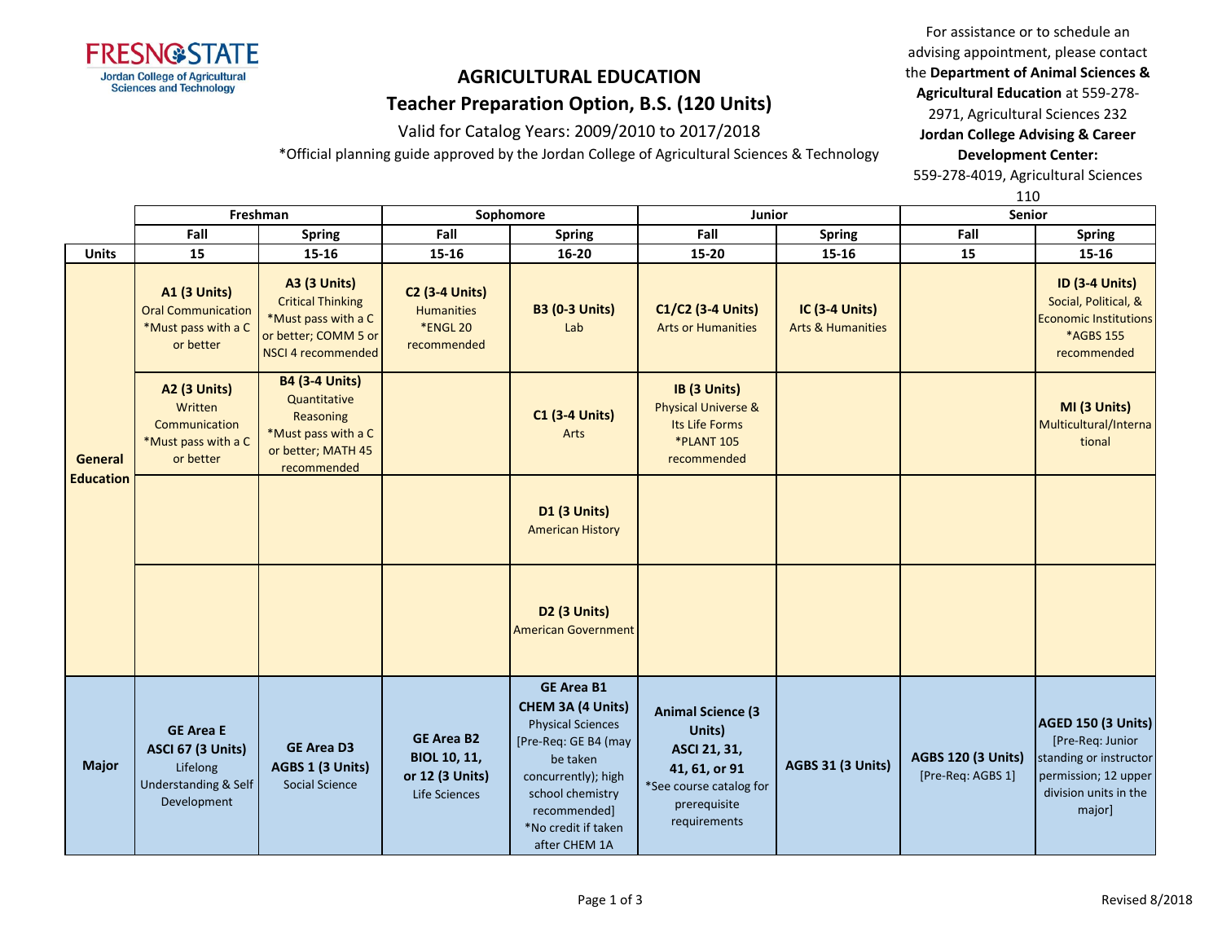# AGRICULTURAL EDUCATION

## Teacher Preparation Option, B.S. (120 Units)

Valid for Catalog Years: 2009/2010 to 2017/2018

*Official planning guide approved by the Jordan College of Agricultural Sciences & Technology

For assistance or to schedule an advising appointment, please contact the **Department of Animal Sciences & Agricultural Education** at 559-278-2971, Agricultural Sciences 232
**Jordan College Advising & Career Development Center:** 559-278-4019, Agricultural Sciences 110

| | Freshman | | Sophomore | | Junior | | Senior | |
|---|---|---|---|---|---|---|---|---|
| | Fall | Spring | Fall | Spring | Fall | Spring | Fall | Spring |
| **Units** | 15 | 15-16 | 15-16 | 16-20 | 15-20 | 15-16 | 15 | 15-16 |
| **General Education** | **A1 (3 Units)** Oral Communication *Must pass with a C or better | **A3 (3 Units)** Critical Thinking *Must pass with a C or better; COMM 5 or NSCI 4 recommended | **C2 (3-4 Units)** Humanities *ENGL 20 recommended | **B3 (0-3 Units)** Lab | **C1/C2 (3-4 Units)** Arts or Humanities | **IC (3-4 Units)** Arts & Humanities | | **ID (3-4 Units)** Social, Political, & Economic Institutions *AGBS 155 recommended |
| | **A2 (3 Units)** Written Communication *Must pass with a C or better | **B4 (3-4 Units)** Quantitative Reasoning *Must pass with a C or better; MATH 45 recommended | | **C1 (3-4 Units)** Arts | **IB (3 Units)** Physical Universe & Its Life Forms *PLANT 105 recommended | | | **MI (3 Units)** Multicultural/International |
| | | | | **D1 (3 Units)** American History | | | | |
| | | | | **D2 (3 Units)** American Government | | | | |
| **Major** | **GE Area E ASCI 67 (3 Units)** Lifelong Understanding & Self Development | **GE Area D3 AGBS 1 (3 Units)** Social Science | **GE Area B2 BIOL 10, 11, or 12 (3 Units)** Life Sciences | **GE Area B1 CHEM 3A (4 Units)** Physical Sciences [Pre-Req: GE B4 (may be taken concurrently); high school chemistry recommended] *No credit if taken after CHEM 1A | **Animal Science (3 Units) ASCI 21, 31, 41, 61, or 91** *See course catalog for prerequisite requirements | **AGBS 31 (3 Units)** | **AGBS 120 (3 Units)** [Pre-Req: AGBS 1] | **AGED 150 (3 Units)** [Pre-Req: Junior standing or instructor permission; 12 upper division units in the major] |

Revised 8/2018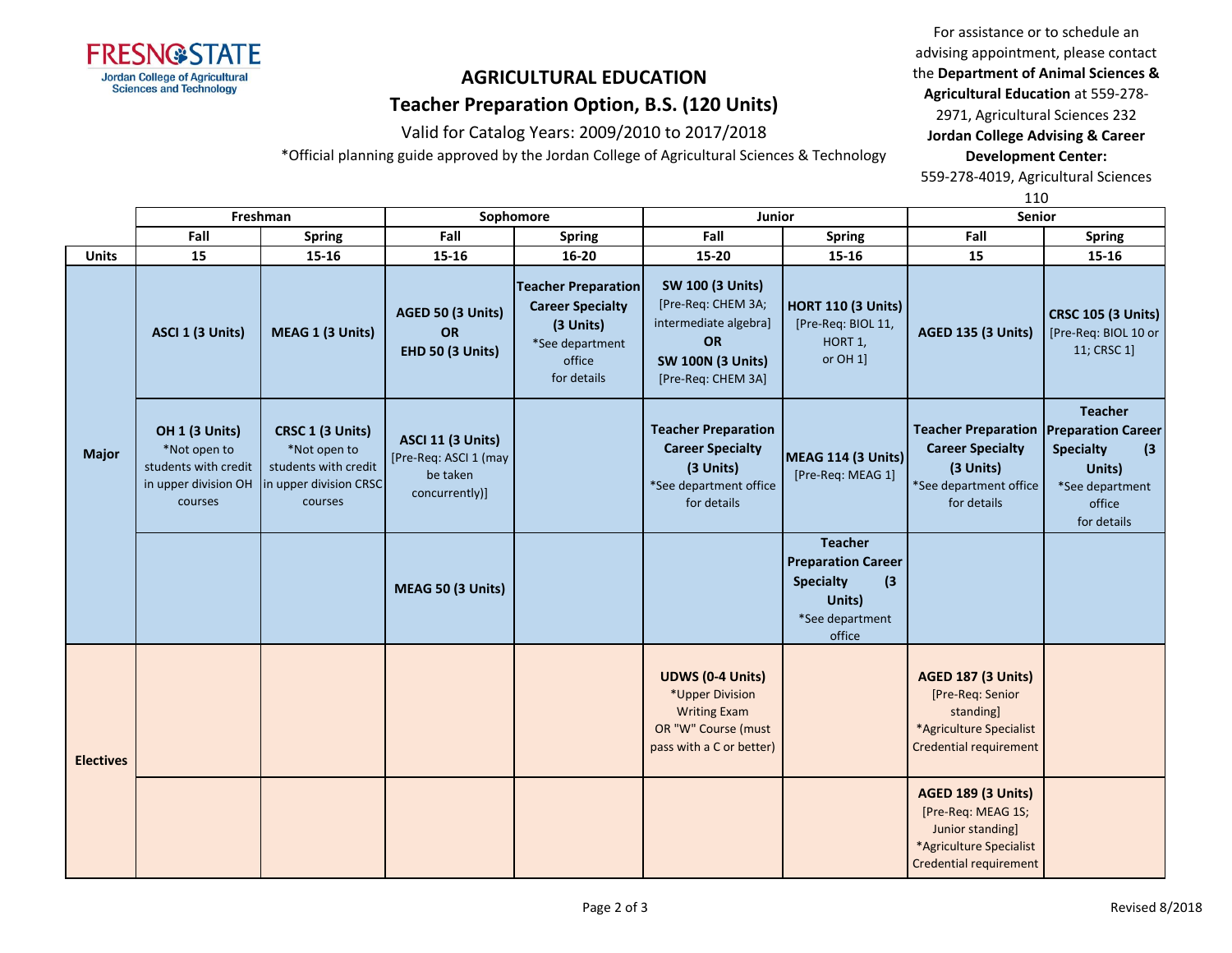# AGRICULTURAL EDUCATION

## Teacher Preparation Option, B.S. (120 Units)

Valid for Catalog Years: 2009/2010 to 2017/2018

*Official planning guide approved by the Jordan College of Agricultural Sciences & Technology

For assistance or to schedule an advising appointment, please contact the **Department of Animal Sciences & Agricultural Education** at 559-278-2971, Agricultural Sciences 232
**Jordan College Advising & Career Development Center:** 559-278-4019, Agricultural Sciences 110

| | Freshman | | Sophomore | | Junior | | Senior | |
|---|---|---|---|---|---|---|---|---|
| | Fall | Spring | Fall | Spring | Fall | Spring | Fall | Spring |
| **Units** | 15 | 15-16 | 15-16 | 16-20 | 15-20 | 15-16 | 15 | 15-16 |
| **Major** | **ASCI 1 (3 Units)** | **MEAG 1 (3 Units)** | **AGED 50 (3 Units) OR EHD 50 (3 Units)** | **Teacher Preparation Career Specialty (3 Units)** *See department office for details | **SW 100 (3 Units)** [Pre-Req: CHEM 3A; intermediate algebra] **OR** **SW 100N (3 Units)** [Pre-Req: CHEM 3A] | **HORT 110 (3 Units)** [Pre-Req: BIOL 11, HORT 1, or OH 1] | **AGED 135 (3 Units)** | **CRSC 105 (3 Units)** [Pre-Req: BIOL 10 or 11; CRSC 1] |
| **Major** | **OH 1 (3 Units)** *Not open to students with credit in upper division OH courses | **CRSC 1 (3 Units)** *Not open to students with credit in upper division CRSC courses | **ASCI 11 (3 Units)** [Pre-Req: ASCI 1 (may be taken concurrently)] | | **Teacher Preparation Career Specialty (3 Units)** *See department office for details | **MEAG 114 (3 Units)** [Pre-Req: MEAG 1] | **Teacher Preparation Career Specialty (3 Units)** *See department office for details | **Teacher Preparation Career Specialty (3 Units)** *See department office for details |
| **Major** | | | **MEAG 50 (3 Units)** | | | **Teacher Preparation Career Specialty (3 Units)** *See department office | | |
| **Electives** | | | | | **UDWS (0-4 Units)** *Upper Division Writing Exam OR "W" Course (must pass with a C or better) | | **AGED 187 (3 Units)** [Pre-Req: Senior standing] *Agriculture Specialist Credential requirement | |
| **Electives** | | | | | | | **AGED 189 (3 Units)** [Pre-Req: MEAG 1S; Junior standing] *Agriculture Specialist Credential requirement | |

Revised 8/2018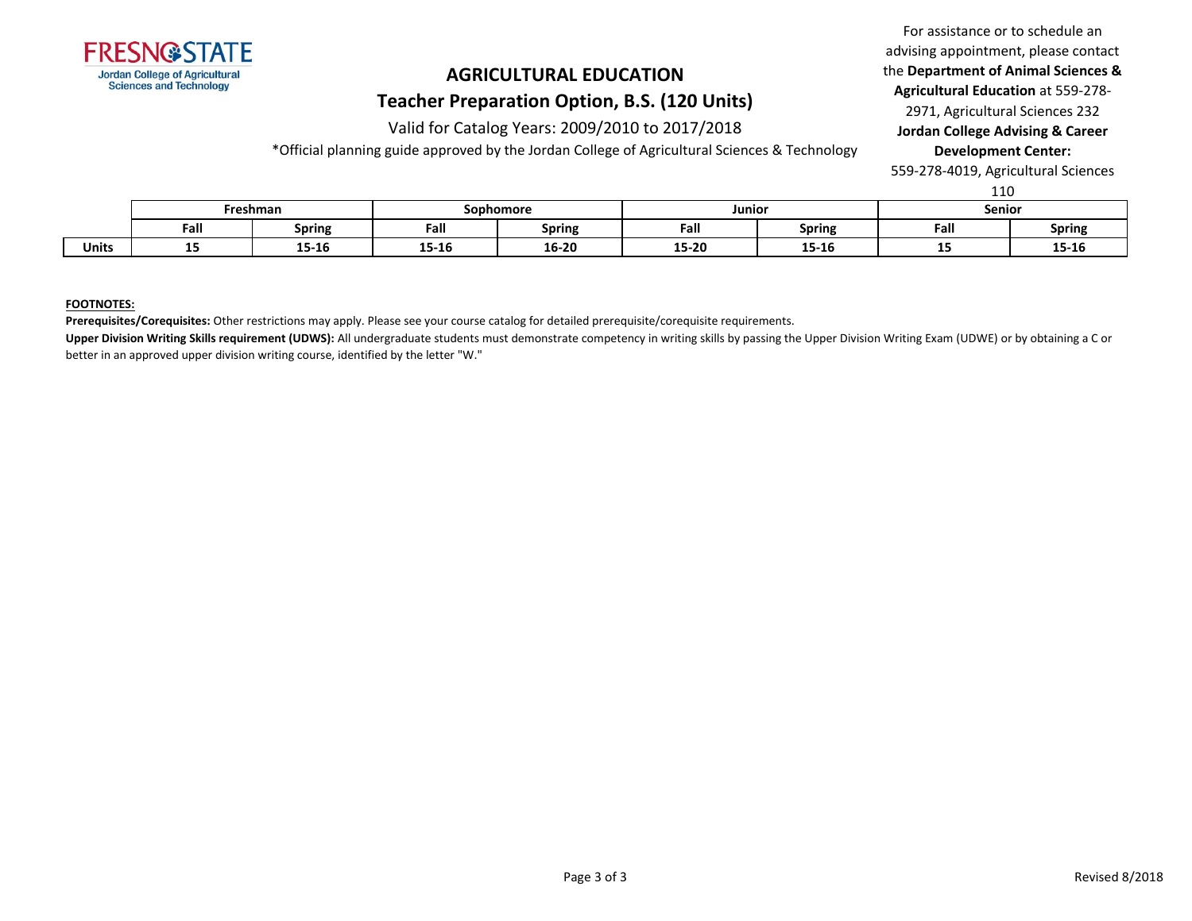FRESNO STATE
Jordan College of Agricultural Sciences and Technology

# AGRICULTURAL EDUCATION

## Teacher Preparation Option, B.S. (120 Units)

Valid for Catalog Years: 2009/2010 to 2017/2018

*Official planning guide approved by the Jordan College of Agricultural Sciences & Technology

For assistance or to schedule an advising appointment, please contact the **Department of Animal Sciences & Agricultural Education** at 559-278-2971, Agricultural Sciences 232
**Jordan College Advising & Career Development Center:** 559-278-4019, Agricultural Sciences 110

| | Freshman | | Sophomore | | Junior | | Senior | |
|---|---|---|---|---|---|---|---|---|
| | **Fall** | **Spring** | **Fall** | **Spring** | **Fall** | **Spring** | **Fall** | **Spring** |
| **Units** | **15** | **15-16** | **15-16** | **16-20** | **15-20** | **15-16** | **15** | **15-16** |

**FOOTNOTES:**

**Prerequisites/Corequisites:** Other restrictions may apply. Please see your course catalog for detailed prerequisite/corequisite requirements.

**Upper Division Writing Skills requirement (UDWS):** All undergraduate students must demonstrate competency in writing skills by passing the Upper Division Writing Exam (UDWE) or by obtaining a C or better in an approved upper division writing course, identified by the letter "W."

Revised 8/2018